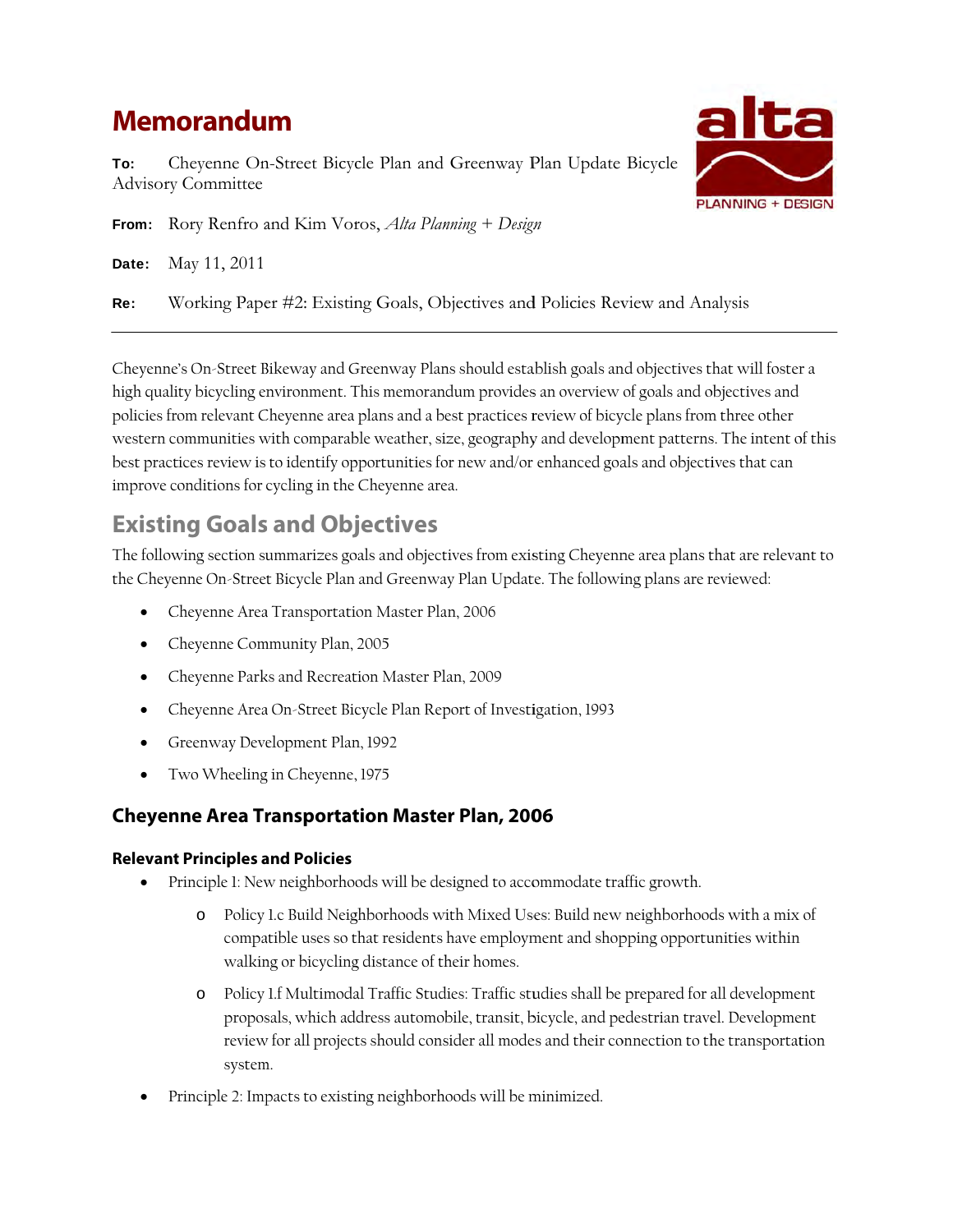# Memorandum

**To:** Cheyenne On-Street Bicycle Plan and Greenway Plan Update Bicycle Advisory Committee

**From:** Rory Renfro and Kim Voros, *Alta Planning + Design*

**Date:** May 11, 2011

**Re:** Working Paper #2: Existing Goals, Objectives and Policies Review and Analysis

---

Cheyenne's On-Street Bikeway and Greenway Plans should establish goals and objectives that will foster a high quality bicycling environment. This memorandum provides an overview of goals and objectives and policies from relevant Cheyenne area plans and a best practices review of bicycle plans from three other western communities with comparable weather, size, geography and development patterns. The intent of this best practices review is to identify opportunities for new and/or enhanced goals and objectives that can improve conditions for cycling in the Cheyenne area.

## Existing Goals and Objectives

The following section summarizes goals and objectives from existing Cheyenne area plans that are relevant to the Cheyenne On-Street Bicycle Plan and Greenway Plan Update. The following plans are reviewed:

- Cheyenne Area Transportation Master Plan, 2006
- Cheyenne Community Plan, 2005
- Cheyenne Parks and Recreation Master Plan, 2009
- Cheyenne Area On-Street Bicycle Plan Report of Investigation, 1993
- Greenway Development Plan, 1992
- Two Wheeling in Cheyenne, 1975

### Cheyenne Area Transportation Master Plan, 2006

#### Relevant Principles and Policies

- Principle 1: New neighborhoods will be designed to accommodate traffic growth.
  - Policy 1.c Build Neighborhoods with Mixed Uses: Build new neighborhoods with a mix of compatible uses so that residents have employment and shopping opportunities within walking or bicycling distance of their homes.
  - Policy 1.f Multimodal Traffic Studies: Traffic studies shall be prepared for all development proposals, which address automobile, transit, bicycle, and pedestrian travel. Development review for all projects should consider all modes and their connection to the transportation system.
- Principle 2: Impacts to existing neighborhoods will be minimized.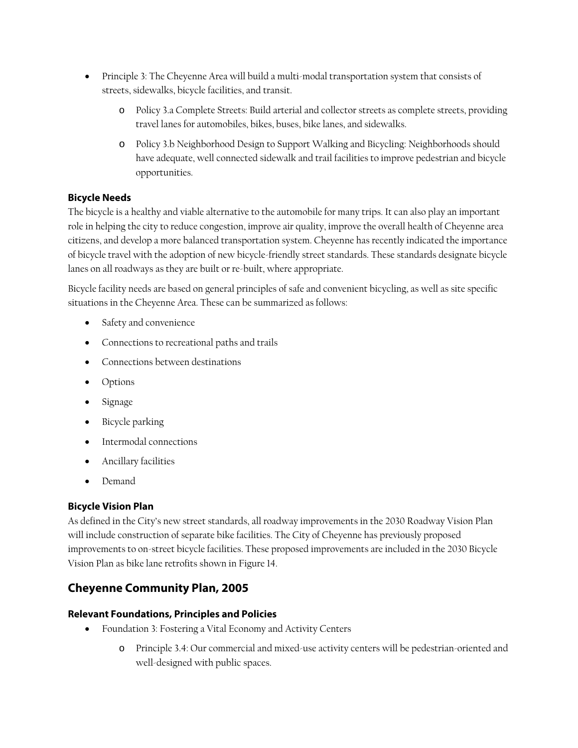- Principle 3: The Cheyenne Area will build a multi-modal transportation system that consists of streets, sidewalks, bicycle facilities, and transit.
    - Policy 3.a Complete Streets: Build arterial and collector streets as complete streets, providing travel lanes for automobiles, bikes, buses, bike lanes, and sidewalks.
    - Policy 3.b Neighborhood Design to Support Walking and Bicycling: Neighborhoods should have adequate, well connected sidewalk and trail facilities to improve pedestrian and bicycle opportunities.

### Bicycle Needs

The bicycle is a healthy and viable alternative to the automobile for many trips. It can also play an important role in helping the city to reduce congestion, improve air quality, improve the overall health of Cheyenne area citizens, and develop a more balanced transportation system. Cheyenne has recently indicated the importance of bicycle travel with the adoption of new bicycle-friendly street standards. These standards designate bicycle lanes on all roadways as they are built or re-built, where appropriate.

Bicycle facility needs are based on general principles of safe and convenient bicycling, as well as site specific situations in the Cheyenne Area. These can be summarized as follows:

- Safety and convenience
- Connections to recreational paths and trails
- Connections between destinations
- Options
- Signage
- Bicycle parking
- Intermodal connections
- Ancillary facilities
- Demand

### Bicycle Vision Plan

As defined in the City's new street standards, all roadway improvements in the 2030 Roadway Vision Plan will include construction of separate bike facilities. The City of Cheyenne has previously proposed improvements to on-street bicycle facilities. These proposed improvements are included in the 2030 Bicycle Vision Plan as bike lane retrofits shown in Figure 14.

## Cheyenne Community Plan, 2005

### Relevant Foundations, Principles and Policies

- Foundation 3: Fostering a Vital Economy and Activity Centers
    - Principle 3.4: Our commercial and mixed-use activity centers will be pedestrian-oriented and well-designed with public spaces.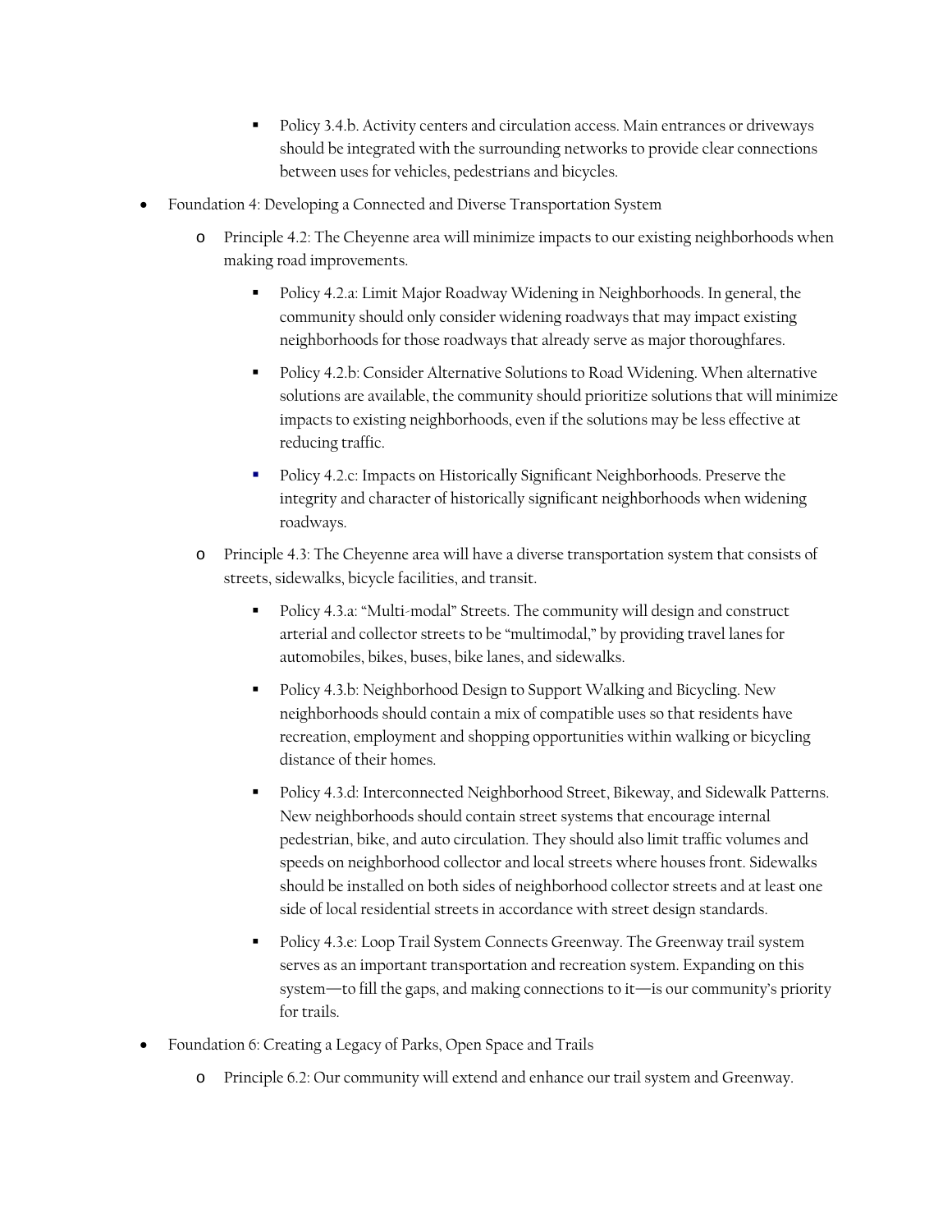- Policy 3.4.b. Activity centers and circulation access. Main entrances or driveways should be integrated with the surrounding networks to provide clear connections between uses for vehicles, pedestrians and bicycles.

- Foundation 4: Developing a Connected and Diverse Transportation System
    - Principle 4.2: The Cheyenne area will minimize impacts to our existing neighborhoods when making road improvements.
        - Policy 4.2.a: Limit Major Roadway Widening in Neighborhoods. In general, the community should only consider widening roadways that may impact existing neighborhoods for those roadways that already serve as major thoroughfares.
        - Policy 4.2.b: Consider Alternative Solutions to Road Widening. When alternative solutions are available, the community should prioritize solutions that will minimize impacts to existing neighborhoods, even if the solutions may be less effective at reducing traffic.
        - Policy 4.2.c: Impacts on Historically Significant Neighborhoods. Preserve the integrity and character of historically significant neighborhoods when widening roadways.
    - Principle 4.3: The Cheyenne area will have a diverse transportation system that consists of streets, sidewalks, bicycle facilities, and transit.
        - Policy 4.3.a: "Multi-modal" Streets. The community will design and construct arterial and collector streets to be "multimodal," by providing travel lanes for automobiles, bikes, buses, bike lanes, and sidewalks.
        - Policy 4.3.b: Neighborhood Design to Support Walking and Bicycling. New neighborhoods should contain a mix of compatible uses so that residents have recreation, employment and shopping opportunities within walking or bicycling distance of their homes.
        - Policy 4.3.d: Interconnected Neighborhood Street, Bikeway, and Sidewalk Patterns. New neighborhoods should contain street systems that encourage internal pedestrian, bike, and auto circulation. They should also limit traffic volumes and speeds on neighborhood collector and local streets where houses front. Sidewalks should be installed on both sides of neighborhood collector streets and at least one side of local residential streets in accordance with street design standards.
        - Policy 4.3.e: Loop Trail System Connects Greenway. The Greenway trail system serves as an important transportation and recreation system. Expanding on this system—to fill the gaps, and making connections to it—is our community's priority for trails.
- Foundation 6: Creating a Legacy of Parks, Open Space and Trails
    - Principle 6.2: Our community will extend and enhance our trail system and Greenway.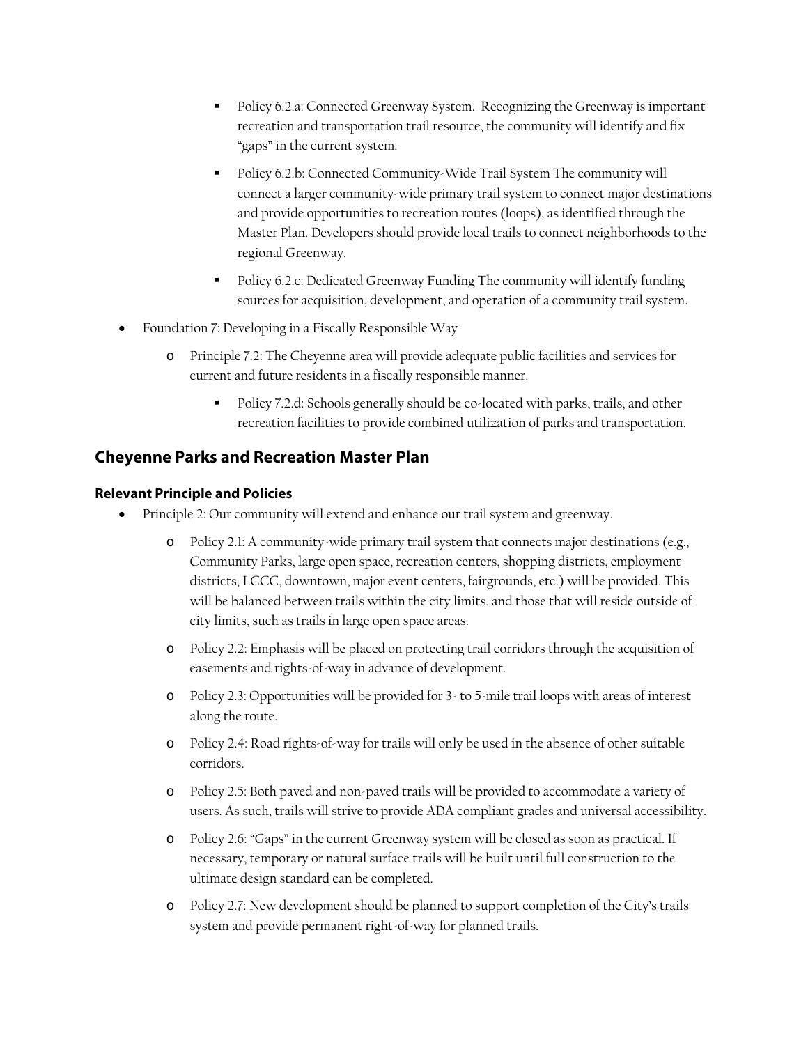- Policy 6.2.a: Connected Greenway System. Recognizing the Greenway is important recreation and transportation trail resource, the community will identify and fix "gaps" in the current system.
        - Policy 6.2.b: Connected Community-Wide Trail System The community will connect a larger community-wide primary trail system to connect major destinations and provide opportunities to recreation routes (loops), as identified through the Master Plan. Developers should provide local trails to connect neighborhoods to the regional Greenway.
        - Policy 6.2.c: Dedicated Greenway Funding The community will identify funding sources for acquisition, development, and operation of a community trail system.
- Foundation 7: Developing in a Fiscally Responsible Way
    - Principle 7.2: The Cheyenne area will provide adequate public facilities and services for current and future residents in a fiscally responsible manner.
        - Policy 7.2.d: Schools generally should be co-located with parks, trails, and other recreation facilities to provide combined utilization of parks and transportation.

## Cheyenne Parks and Recreation Master Plan

### Relevant Principle and Policies

- Principle 2: Our community will extend and enhance our trail system and greenway.
    - Policy 2.1: A community-wide primary trail system that connects major destinations (e.g., Community Parks, large open space, recreation centers, shopping districts, employment districts, LCCC, downtown, major event centers, fairgrounds, etc.) will be provided. This will be balanced between trails within the city limits, and those that will reside outside of city limits, such as trails in large open space areas.
    - Policy 2.2: Emphasis will be placed on protecting trail corridors through the acquisition of easements and rights-of-way in advance of development.
    - Policy 2.3: Opportunities will be provided for 3- to 5-mile trail loops with areas of interest along the route.
    - Policy 2.4: Road rights-of-way for trails will only be used in the absence of other suitable corridors.
    - Policy 2.5: Both paved and non-paved trails will be provided to accommodate a variety of users. As such, trails will strive to provide ADA compliant grades and universal accessibility.
    - Policy 2.6: "Gaps" in the current Greenway system will be closed as soon as practical. If necessary, temporary or natural surface trails will be built until full construction to the ultimate design standard can be completed.
    - Policy 2.7: New development should be planned to support completion of the City's trails system and provide permanent right-of-way for planned trails.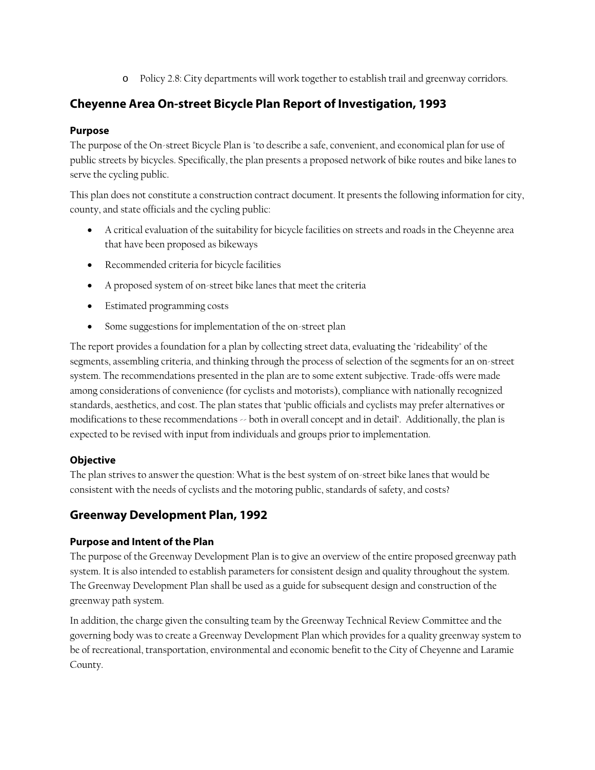- Policy 2.8: City departments will work together to establish trail and greenway corridors.

## Cheyenne Area On-street Bicycle Plan Report of Investigation, 1993

### Purpose

The purpose of the On-street Bicycle Plan is "to describe a safe, convenient, and economical plan for use of public streets by bicycles. Specifically, the plan presents a proposed network of bike routes and bike lanes to serve the cycling public.

This plan does not constitute a construction contract document. It presents the following information for city, county, and state officials and the cycling public:

- A critical evaluation of the suitability for bicycle facilities on streets and roads in the Cheyenne area that have been proposed as bikeways
- Recommended criteria for bicycle facilities
- A proposed system of on-street bike lanes that meet the criteria
- Estimated programming costs
- Some suggestions for implementation of the on-street plan

The report provides a foundation for a plan by collecting street data, evaluating the "rideability" of the segments, assembling criteria, and thinking through the process of selection of the segments for an on-street system. The recommendations presented in the plan are to some extent subjective. Trade-offs were made among considerations of convenience (for cyclists and motorists), compliance with nationally recognized standards, aesthetics, and cost. The plan states that 'public officials and cyclists may prefer alternatives or modifications to these recommendations -- both in overall concept and in detail'. Additionally, the plan is expected to be revised with input from individuals and groups prior to implementation.

### Objective

The plan strives to answer the question: What is the best system of on-street bike lanes that would be consistent with the needs of cyclists and the motoring public, standards of safety, and costs?

## Greenway Development Plan, 1992

### Purpose and Intent of the Plan

The purpose of the Greenway Development Plan is to give an overview of the entire proposed greenway path system. It is also intended to establish parameters for consistent design and quality throughout the system. The Greenway Development Plan shall be used as a guide for subsequent design and construction of the greenway path system.

In addition, the charge given the consulting team by the Greenway Technical Review Committee and the governing body was to create a Greenway Development Plan which provides for a quality greenway system to be of recreational, transportation, environmental and economic benefit to the City of Cheyenne and Laramie County.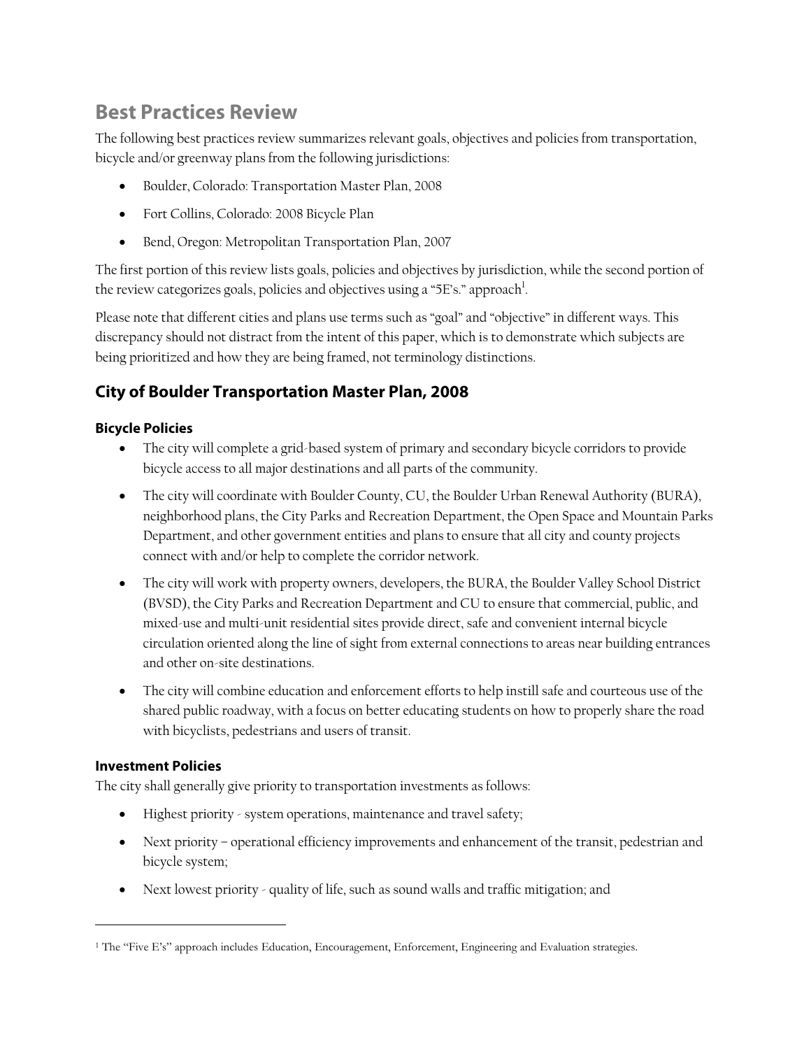# Best Practices Review

The following best practices review summarizes relevant goals, objectives and policies from transportation, bicycle and/or greenway plans from the following jurisdictions:

- Boulder, Colorado: Transportation Master Plan, 2008
- Fort Collins, Colorado: 2008 Bicycle Plan
- Bend, Oregon: Metropolitan Transportation Plan, 2007

The first portion of this review lists goals, policies and objectives by jurisdiction, while the second portion of the review categorizes goals, policies and objectives using a "5E's." approach[1].

Please note that different cities and plans use terms such as "goal" and "objective" in different ways. This discrepancy should not distract from the intent of this paper, which is to demonstrate which subjects are being prioritized and how they are being framed, not terminology distinctions.

## City of Boulder Transportation Master Plan, 2008

### Bicycle Policies

- The city will complete a grid-based system of primary and secondary bicycle corridors to provide bicycle access to all major destinations and all parts of the community.
- The city will coordinate with Boulder County, CU, the Boulder Urban Renewal Authority (BURA), neighborhood plans, the City Parks and Recreation Department, the Open Space and Mountain Parks Department, and other government entities and plans to ensure that all city and county projects connect with and/or help to complete the corridor network.
- The city will work with property owners, developers, the BURA, the Boulder Valley School District (BVSD), the City Parks and Recreation Department and CU to ensure that commercial, public, and mixed-use and multi-unit residential sites provide direct, safe and convenient internal bicycle circulation oriented along the line of sight from external connections to areas near building entrances and other on-site destinations.
- The city will combine education and enforcement efforts to help instill safe and courteous use of the shared public roadway, with a focus on better educating students on how to properly share the road with bicyclists, pedestrians and users of transit.

### Investment Policies

The city shall generally give priority to transportation investments as follows:

- Highest priority - system operations, maintenance and travel safety;
- Next priority – operational efficiency improvements and enhancement of the transit, pedestrian and bicycle system;
- Next lowest priority - quality of life, such as sound walls and traffic mitigation; and

[1] The "Five E's" approach includes Education, Encouragement, Enforcement, Engineering and Evaluation strategies.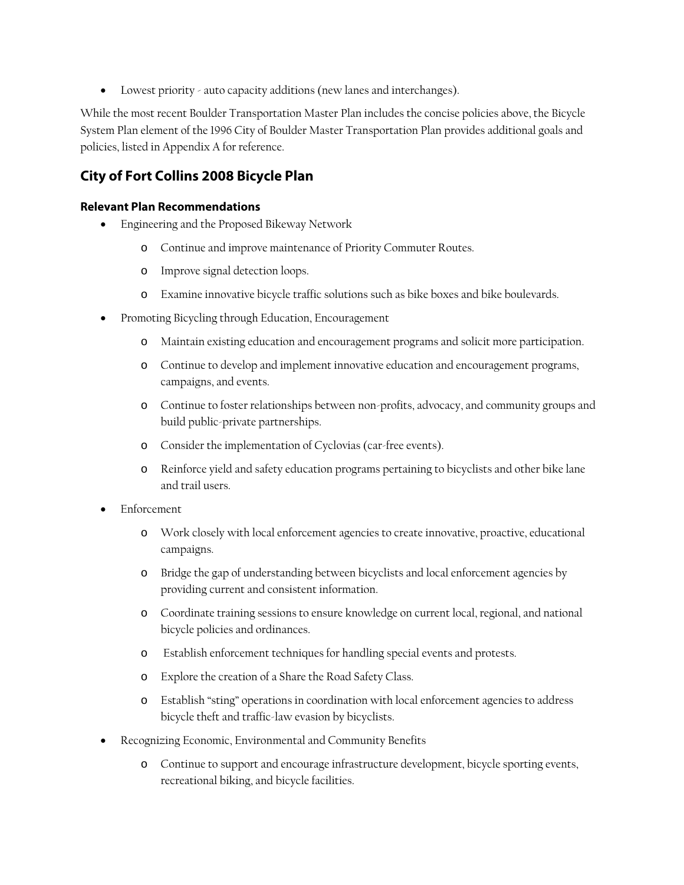- Lowest priority - auto capacity additions (new lanes and interchanges).

While the most recent Boulder Transportation Master Plan includes the concise policies above, the Bicycle System Plan element of the 1996 City of Boulder Master Transportation Plan provides additional goals and policies, listed in Appendix A for reference.

## City of Fort Collins 2008 Bicycle Plan

### Relevant Plan Recommendations

- Engineering and the Proposed Bikeway Network
  - Continue and improve maintenance of Priority Commuter Routes.
  - Improve signal detection loops.
  - Examine innovative bicycle traffic solutions such as bike boxes and bike boulevards.
- Promoting Bicycling through Education, Encouragement
  - Maintain existing education and encouragement programs and solicit more participation.
  - Continue to develop and implement innovative education and encouragement programs, campaigns, and events.
  - Continue to foster relationships between non-profits, advocacy, and community groups and build public-private partnerships.
  - Consider the implementation of Cyclovias (car-free events).
  - Reinforce yield and safety education programs pertaining to bicyclists and other bike lane and trail users.
- Enforcement
  - Work closely with local enforcement agencies to create innovative, proactive, educational campaigns.
  - Bridge the gap of understanding between bicyclists and local enforcement agencies by providing current and consistent information.
  - Coordinate training sessions to ensure knowledge on current local, regional, and national bicycle policies and ordinances.
  - Establish enforcement techniques for handling special events and protests.
  - Explore the creation of a Share the Road Safety Class.
  - Establish "sting" operations in coordination with local enforcement agencies to address bicycle theft and traffic-law evasion by bicyclists.
- Recognizing Economic, Environmental and Community Benefits
  - Continue to support and encourage infrastructure development, bicycle sporting events, recreational biking, and bicycle facilities.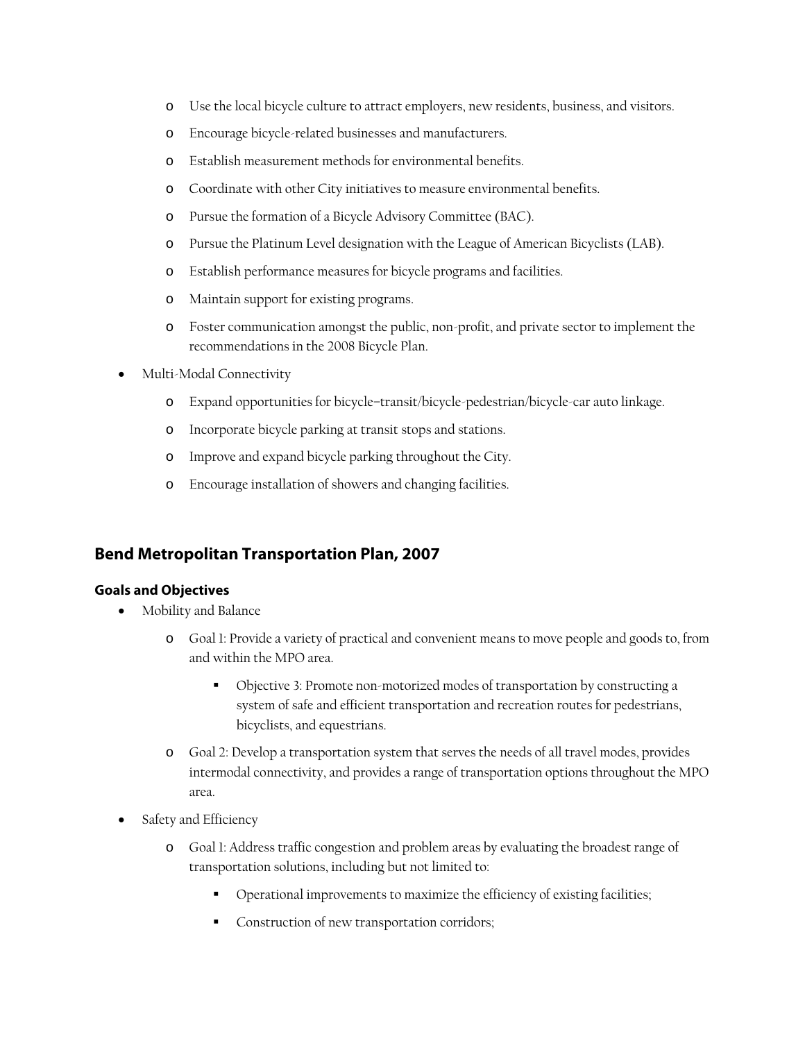- Use the local bicycle culture to attract employers, new residents, business, and visitors.
  - Encourage bicycle-related businesses and manufacturers.
  - Establish measurement methods for environmental benefits.
  - Coordinate with other City initiatives to measure environmental benefits.
  - Pursue the formation of a Bicycle Advisory Committee (BAC).
  - Pursue the Platinum Level designation with the League of American Bicyclists (LAB).
  - Establish performance measures for bicycle programs and facilities.
  - Maintain support for existing programs.
  - Foster communication amongst the public, non-profit, and private sector to implement the recommendations in the 2008 Bicycle Plan.
- Multi-Modal Connectivity
  - Expand opportunities for bicycle–transit/bicycle-pedestrian/bicycle-car auto linkage.
  - Incorporate bicycle parking at transit stops and stations.
  - Improve and expand bicycle parking throughout the City.
  - Encourage installation of showers and changing facilities.

## Bend Metropolitan Transportation Plan, 2007

### Goals and Objectives

- Mobility and Balance
  - Goal 1: Provide a variety of practical and convenient means to move people and goods to, from and within the MPO area.
    - Objective 3: Promote non-motorized modes of transportation by constructing a system of safe and efficient transportation and recreation routes for pedestrians, bicyclists, and equestrians.
  - Goal 2: Develop a transportation system that serves the needs of all travel modes, provides intermodal connectivity, and provides a range of transportation options throughout the MPO area.
- Safety and Efficiency
  - Goal 1: Address traffic congestion and problem areas by evaluating the broadest range of transportation solutions, including but not limited to:
    - Operational improvements to maximize the efficiency of existing facilities;
    - Construction of new transportation corridors;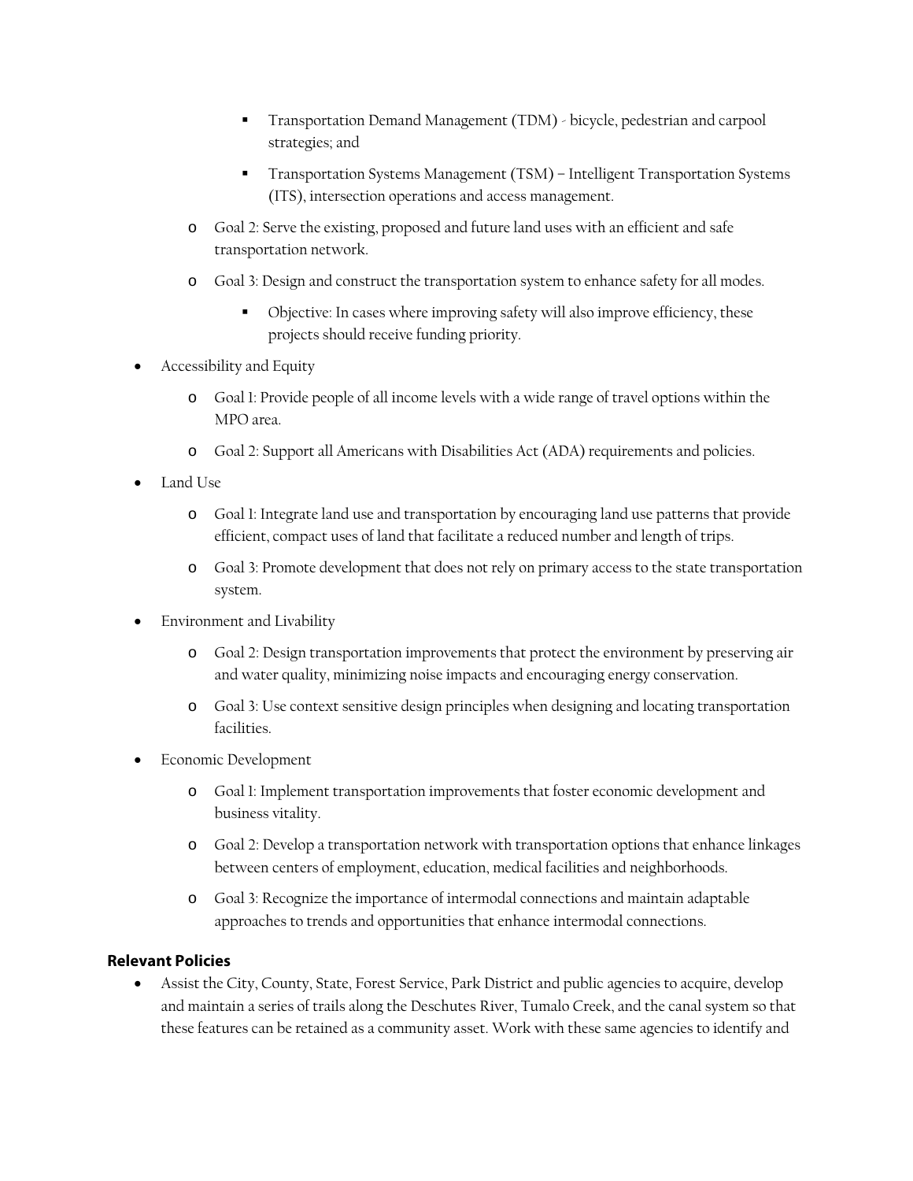- Transportation Demand Management (TDM) - bicycle, pedestrian and carpool strategies; and
        - Transportation Systems Management (TSM) – Intelligent Transportation Systems (ITS), intersection operations and access management.
    - Goal 2: Serve the existing, proposed and future land uses with an efficient and safe transportation network.
    - Goal 3: Design and construct the transportation system to enhance safety for all modes.
        - Objective: In cases where improving safety will also improve efficiency, these projects should receive funding priority.
- Accessibility and Equity
    - Goal 1: Provide people of all income levels with a wide range of travel options within the MPO area.
    - Goal 2: Support all Americans with Disabilities Act (ADA) requirements and policies.
- Land Use
    - Goal 1: Integrate land use and transportation by encouraging land use patterns that provide efficient, compact uses of land that facilitate a reduced number and length of trips.
    - Goal 3: Promote development that does not rely on primary access to the state transportation system.
- Environment and Livability
    - Goal 2: Design transportation improvements that protect the environment by preserving air and water quality, minimizing noise impacts and encouraging energy conservation.
    - Goal 3: Use context sensitive design principles when designing and locating transportation facilities.
- Economic Development
    - Goal 1: Implement transportation improvements that foster economic development and business vitality.
    - Goal 2: Develop a transportation network with transportation options that enhance linkages between centers of employment, education, medical facilities and neighborhoods.
    - Goal 3: Recognize the importance of intermodal connections and maintain adaptable approaches to trends and opportunities that enhance intermodal connections.

**Relevant Policies**

- Assist the City, County, State, Forest Service, Park District and public agencies to acquire, develop and maintain a series of trails along the Deschutes River, Tumalo Creek, and the canal system so that these features can be retained as a community asset. Work with these same agencies to identify and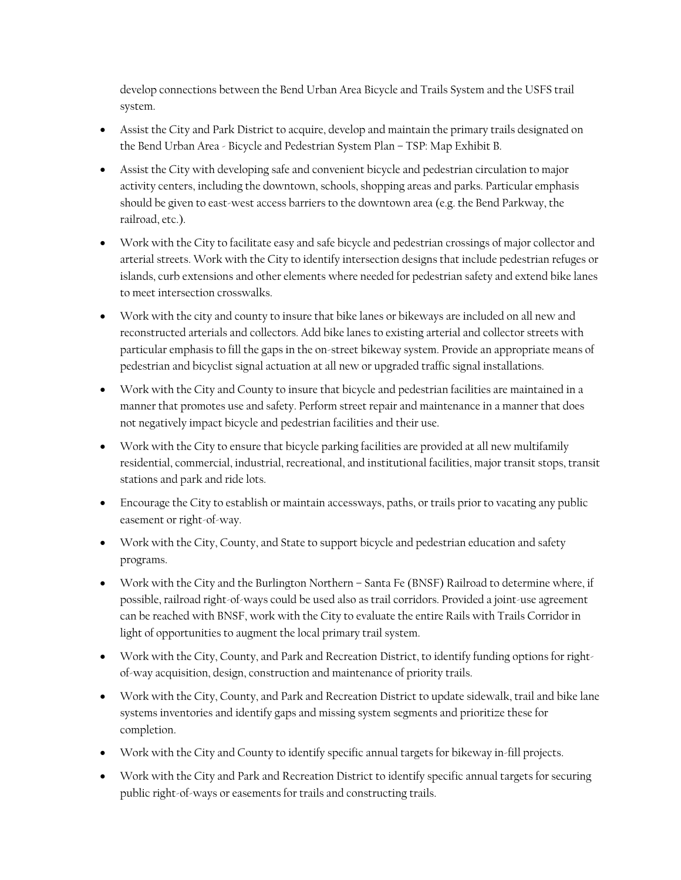develop connections between the Bend Urban Area Bicycle and Trails System and the USFS trail system.

- Assist the City and Park District to acquire, develop and maintain the primary trails designated on the Bend Urban Area - Bicycle and Pedestrian System Plan – TSP: Map Exhibit B.
- Assist the City with developing safe and convenient bicycle and pedestrian circulation to major activity centers, including the downtown, schools, shopping areas and parks. Particular emphasis should be given to east-west access barriers to the downtown area (e.g. the Bend Parkway, the railroad, etc.).
- Work with the City to facilitate easy and safe bicycle and pedestrian crossings of major collector and arterial streets. Work with the City to identify intersection designs that include pedestrian refuges or islands, curb extensions and other elements where needed for pedestrian safety and extend bike lanes to meet intersection crosswalks.
- Work with the city and county to insure that bike lanes or bikeways are included on all new and reconstructed arterials and collectors. Add bike lanes to existing arterial and collector streets with particular emphasis to fill the gaps in the on-street bikeway system. Provide an appropriate means of pedestrian and bicyclist signal actuation at all new or upgraded traffic signal installations.
- Work with the City and County to insure that bicycle and pedestrian facilities are maintained in a manner that promotes use and safety. Perform street repair and maintenance in a manner that does not negatively impact bicycle and pedestrian facilities and their use.
- Work with the City to ensure that bicycle parking facilities are provided at all new multifamily residential, commercial, industrial, recreational, and institutional facilities, major transit stops, transit stations and park and ride lots.
- Encourage the City to establish or maintain accessways, paths, or trails prior to vacating any public easement or right-of-way.
- Work with the City, County, and State to support bicycle and pedestrian education and safety programs.
- Work with the City and the Burlington Northern – Santa Fe (BNSF) Railroad to determine where, if possible, railroad right-of-ways could be used also as trail corridors. Provided a joint-use agreement can be reached with BNSF, work with the City to evaluate the entire Rails with Trails Corridor in light of opportunities to augment the local primary trail system.
- Work with the City, County, and Park and Recreation District, to identify funding options for right-of-way acquisition, design, construction and maintenance of priority trails.
- Work with the City, County, and Park and Recreation District to update sidewalk, trail and bike lane systems inventories and identify gaps and missing system segments and prioritize these for completion.
- Work with the City and County to identify specific annual targets for bikeway in-fill projects.
- Work with the City and Park and Recreation District to identify specific annual targets for securing public right-of-ways or easements for trails and constructing trails.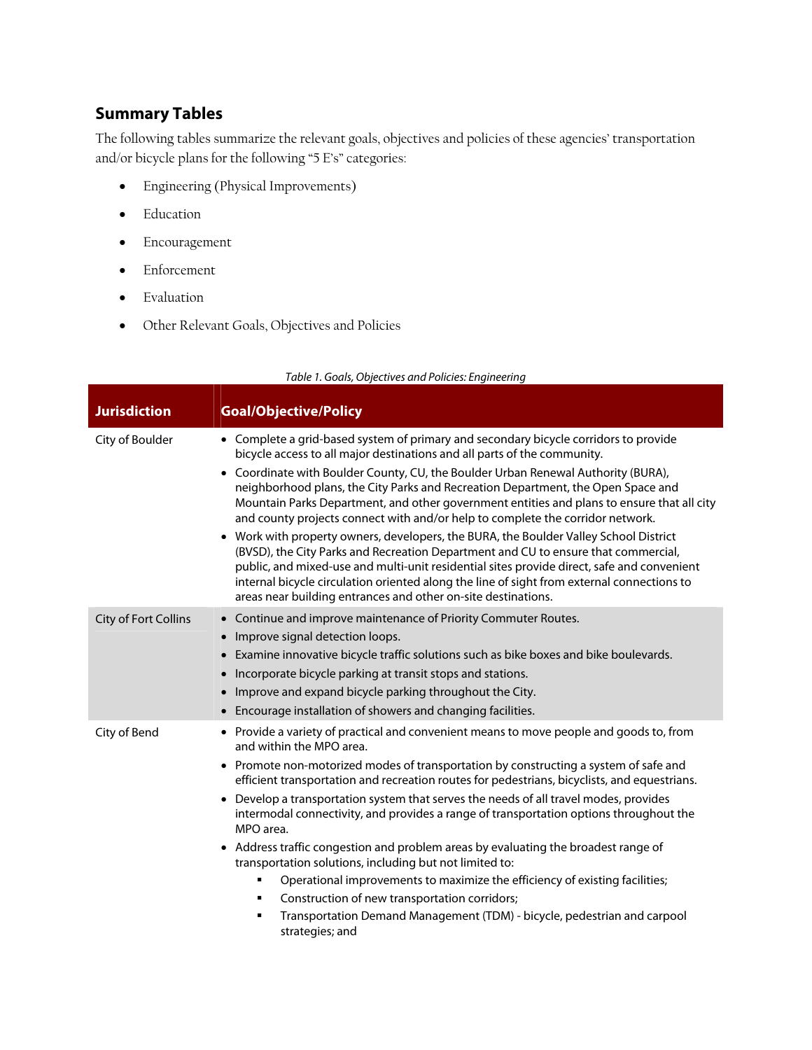## Summary Tables

The following tables summarize the relevant goals, objectives and policies of these agencies' transportation and/or bicycle plans for the following "5 E's" categories:

- Engineering (Physical Improvements)
- Education
- Encouragement
- Enforcement
- Evaluation
- Other Relevant Goals, Objectives and Policies

*Table 1. Goals, Objectives and Policies: Engineering*

| Jurisdiction | Goal/Objective/Policy |
|---|---|
| City of Boulder | • Complete a grid-based system of primary and secondary bicycle corridors to provide bicycle access to all major destinations and all parts of the community.<br>• Coordinate with Boulder County, CU, the Boulder Urban Renewal Authority (BURA), neighborhood plans, the City Parks and Recreation Department, the Open Space and Mountain Parks Department, and other government entities and plans to ensure that all city and county projects connect with and/or help to complete the corridor network.<br>• Work with property owners, developers, the BURA, the Boulder Valley School District (BVSD), the City Parks and Recreation Department and CU to ensure that commercial, public, and mixed-use and multi-unit residential sites provide direct, safe and convenient internal bicycle circulation oriented along the line of sight from external connections to areas near building entrances and other on-site destinations. |
| City of Fort Collins | • Continue and improve maintenance of Priority Commuter Routes.<br>• Improve signal detection loops.<br>• Examine innovative bicycle traffic solutions such as bike boxes and bike boulevards.<br>• Incorporate bicycle parking at transit stops and stations.<br>• Improve and expand bicycle parking throughout the City.<br>• Encourage installation of showers and changing facilities. |
| City of Bend | • Provide a variety of practical and convenient means to move people and goods to, from and within the MPO area.<br>• Promote non-motorized modes of transportation by constructing a system of safe and efficient transportation and recreation routes for pedestrians, bicyclists, and equestrians.<br>• Develop a transportation system that serves the needs of all travel modes, provides intermodal connectivity, and provides a range of transportation options throughout the MPO area.<br>• Address traffic congestion and problem areas by evaluating the broadest range of transportation solutions, including but not limited to:<br>&nbsp;&nbsp;&nbsp;&nbsp;▪ Operational improvements to maximize the efficiency of existing facilities;<br>&nbsp;&nbsp;&nbsp;&nbsp;▪ Construction of new transportation corridors;<br>&nbsp;&nbsp;&nbsp;&nbsp;▪ Transportation Demand Management (TDM) - bicycle, pedestrian and carpool strategies; and |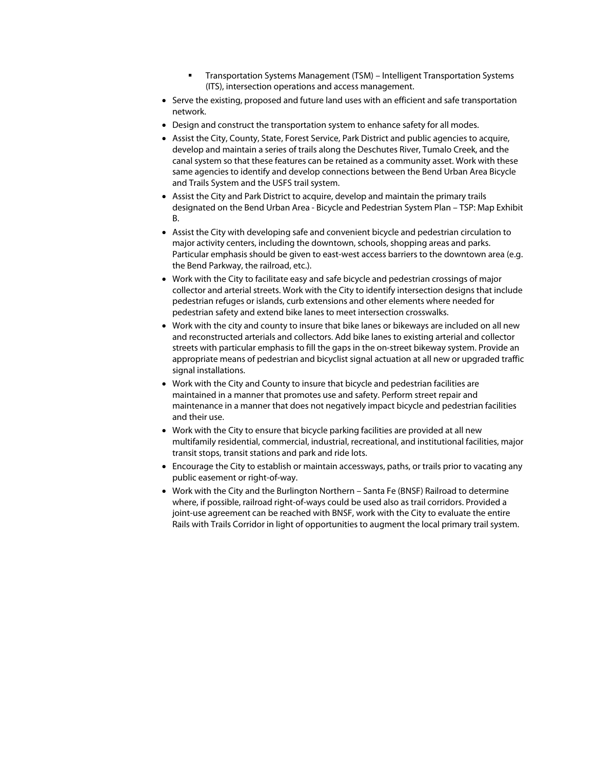- Transportation Systems Management (TSM) – Intelligent Transportation Systems (ITS), intersection operations and access management.
- Serve the existing, proposed and future land uses with an efficient and safe transportation network.
- Design and construct the transportation system to enhance safety for all modes.
- Assist the City, County, State, Forest Service, Park District and public agencies to acquire, develop and maintain a series of trails along the Deschutes River, Tumalo Creek, and the canal system so that these features can be retained as a community asset. Work with these same agencies to identify and develop connections between the Bend Urban Area Bicycle and Trails System and the USFS trail system.
- Assist the City and Park District to acquire, develop and maintain the primary trails designated on the Bend Urban Area - Bicycle and Pedestrian System Plan – TSP: Map Exhibit B.
- Assist the City with developing safe and convenient bicycle and pedestrian circulation to major activity centers, including the downtown, schools, shopping areas and parks. Particular emphasis should be given to east-west access barriers to the downtown area (e.g. the Bend Parkway, the railroad, etc.).
- Work with the City to facilitate easy and safe bicycle and pedestrian crossings of major collector and arterial streets. Work with the City to identify intersection designs that include pedestrian refuges or islands, curb extensions and other elements where needed for pedestrian safety and extend bike lanes to meet intersection crosswalks.
- Work with the city and county to insure that bike lanes or bikeways are included on all new and reconstructed arterials and collectors. Add bike lanes to existing arterial and collector streets with particular emphasis to fill the gaps in the on-street bikeway system. Provide an appropriate means of pedestrian and bicyclist signal actuation at all new or upgraded traffic signal installations.
- Work with the City and County to insure that bicycle and pedestrian facilities are maintained in a manner that promotes use and safety. Perform street repair and maintenance in a manner that does not negatively impact bicycle and pedestrian facilities and their use.
- Work with the City to ensure that bicycle parking facilities are provided at all new multifamily residential, commercial, industrial, recreational, and institutional facilities, major transit stops, transit stations and park and ride lots.
- Encourage the City to establish or maintain accessways, paths, or trails prior to vacating any public easement or right-of-way.
- Work with the City and the Burlington Northern – Santa Fe (BNSF) Railroad to determine where, if possible, railroad right-of-ways could be used also as trail corridors. Provided a joint-use agreement can be reached with BNSF, work with the City to evaluate the entire Rails with Trails Corridor in light of opportunities to augment the local primary trail system.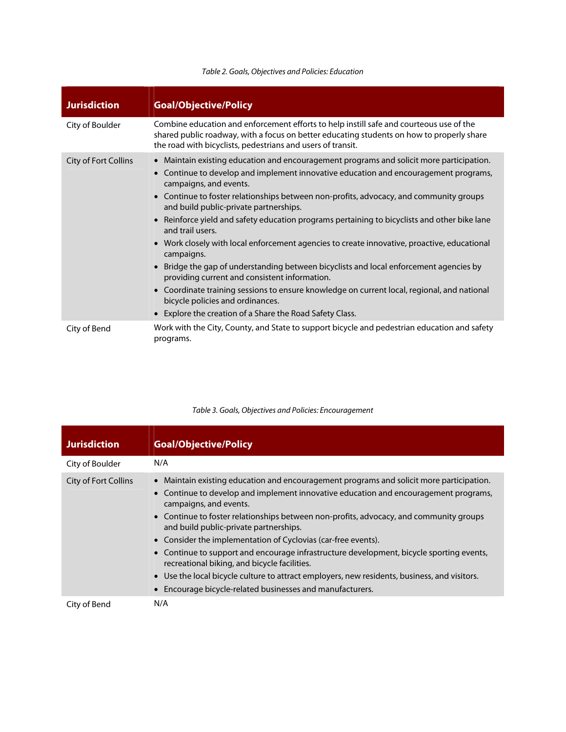*Table 2. Goals, Objectives and Policies: Education*

| Jurisdiction | Goal/Objective/Policy |
| --- | --- |
| City of Boulder | Combine education and enforcement efforts to help instill safe and courteous use of the shared public roadway, with a focus on better educating students on how to properly share the road with bicyclists, pedestrians and users of transit. |
| City of Fort Collins | • Maintain existing education and encouragement programs and solicit more participation.<br>• Continue to develop and implement innovative education and encouragement programs, campaigns, and events.<br>• Continue to foster relationships between non-profits, advocacy, and community groups and build public-private partnerships.<br>• Reinforce yield and safety education programs pertaining to bicyclists and other bike lane and trail users.<br>• Work closely with local enforcement agencies to create innovative, proactive, educational campaigns.<br>• Bridge the gap of understanding between bicyclists and local enforcement agencies by providing current and consistent information.<br>• Coordinate training sessions to ensure knowledge on current local, regional, and national bicycle policies and ordinances.<br>• Explore the creation of a Share the Road Safety Class. |
| City of Bend | Work with the City, County, and State to support bicycle and pedestrian education and safety programs. |

*Table 3. Goals, Objectives and Policies: Encouragement*

| Jurisdiction | Goal/Objective/Policy |
| --- | --- |
| City of Boulder | N/A |
| City of Fort Collins | • Maintain existing education and encouragement programs and solicit more participation.<br>• Continue to develop and implement innovative education and encouragement programs, campaigns, and events.<br>• Continue to foster relationships between non-profits, advocacy, and community groups and build public-private partnerships.<br>• Consider the implementation of Cyclovias (car-free events).<br>• Continue to support and encourage infrastructure development, bicycle sporting events, recreational biking, and bicycle facilities.<br>• Use the local bicycle culture to attract employers, new residents, business, and visitors.<br>• Encourage bicycle-related businesses and manufacturers. |
| City of Bend | N/A |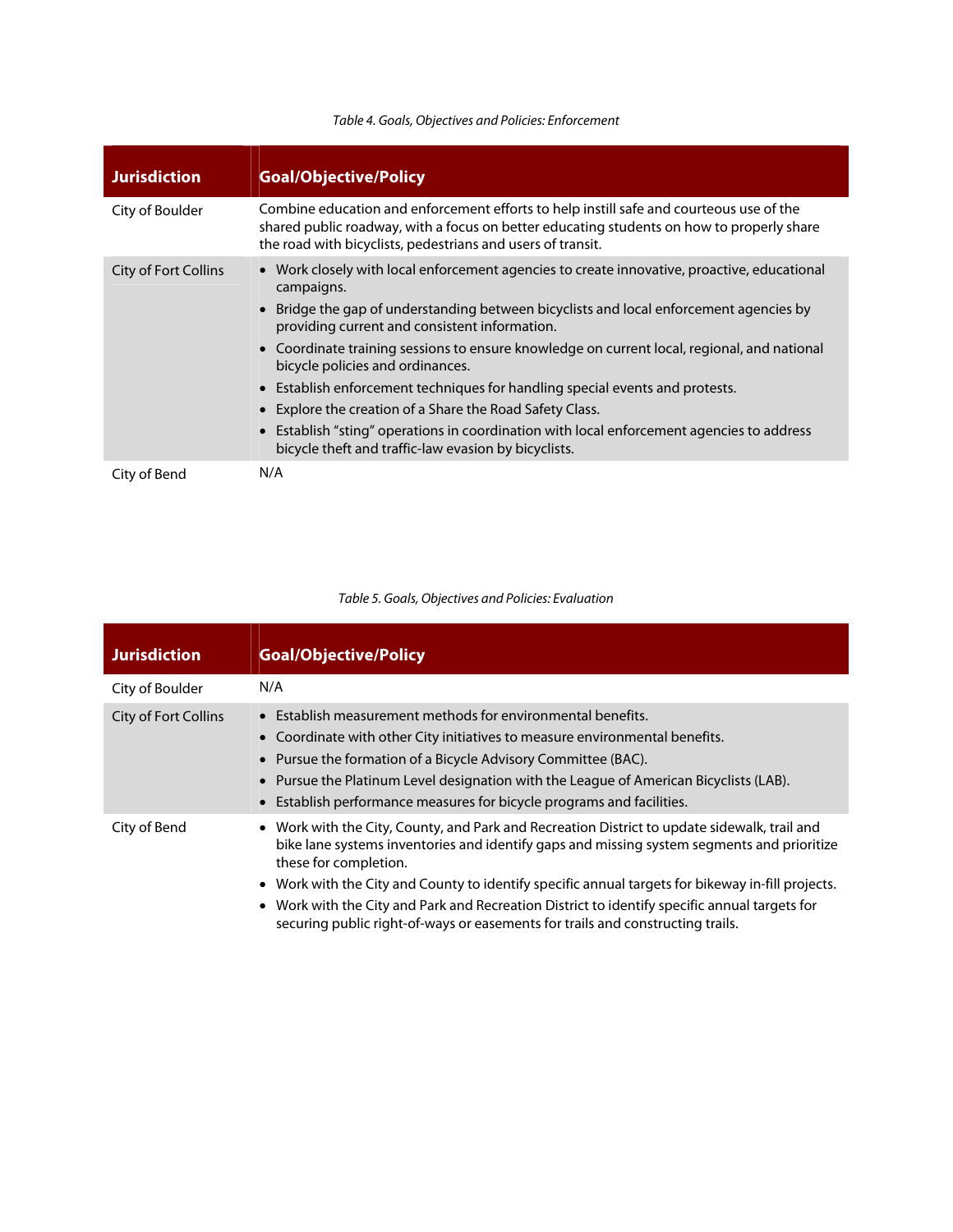*Table 4. Goals, Objectives and Policies: Enforcement*

| Jurisdiction | Goal/Objective/Policy |
|---|---|
| City of Boulder | Combine education and enforcement efforts to help instill safe and courteous use of the shared public roadway, with a focus on better educating students on how to properly share the road with bicyclists, pedestrians and users of transit. |
| City of Fort Collins | • Work closely with local enforcement agencies to create innovative, proactive, educational campaigns.<br>• Bridge the gap of understanding between bicyclists and local enforcement agencies by providing current and consistent information.<br>• Coordinate training sessions to ensure knowledge on current local, regional, and national bicycle policies and ordinances.<br>• Establish enforcement techniques for handling special events and protests.<br>• Explore the creation of a Share the Road Safety Class.<br>• Establish "sting" operations in coordination with local enforcement agencies to address bicycle theft and traffic-law evasion by bicyclists. |
| City of Bend | N/A |

*Table 5. Goals, Objectives and Policies: Evaluation*

| Jurisdiction | Goal/Objective/Policy |
|---|---|
| City of Boulder | N/A |
| City of Fort Collins | • Establish measurement methods for environmental benefits.<br>• Coordinate with other City initiatives to measure environmental benefits.<br>• Pursue the formation of a Bicycle Advisory Committee (BAC).<br>• Pursue the Platinum Level designation with the League of American Bicyclists (LAB).<br>• Establish performance measures for bicycle programs and facilities. |
| City of Bend | • Work with the City, County, and Park and Recreation District to update sidewalk, trail and bike lane systems inventories and identify gaps and missing system segments and prioritize these for completion.<br>• Work with the City and County to identify specific annual targets for bikeway in-fill projects.<br>• Work with the City and Park and Recreation District to identify specific annual targets for securing public right-of-ways or easements for trails and constructing trails. |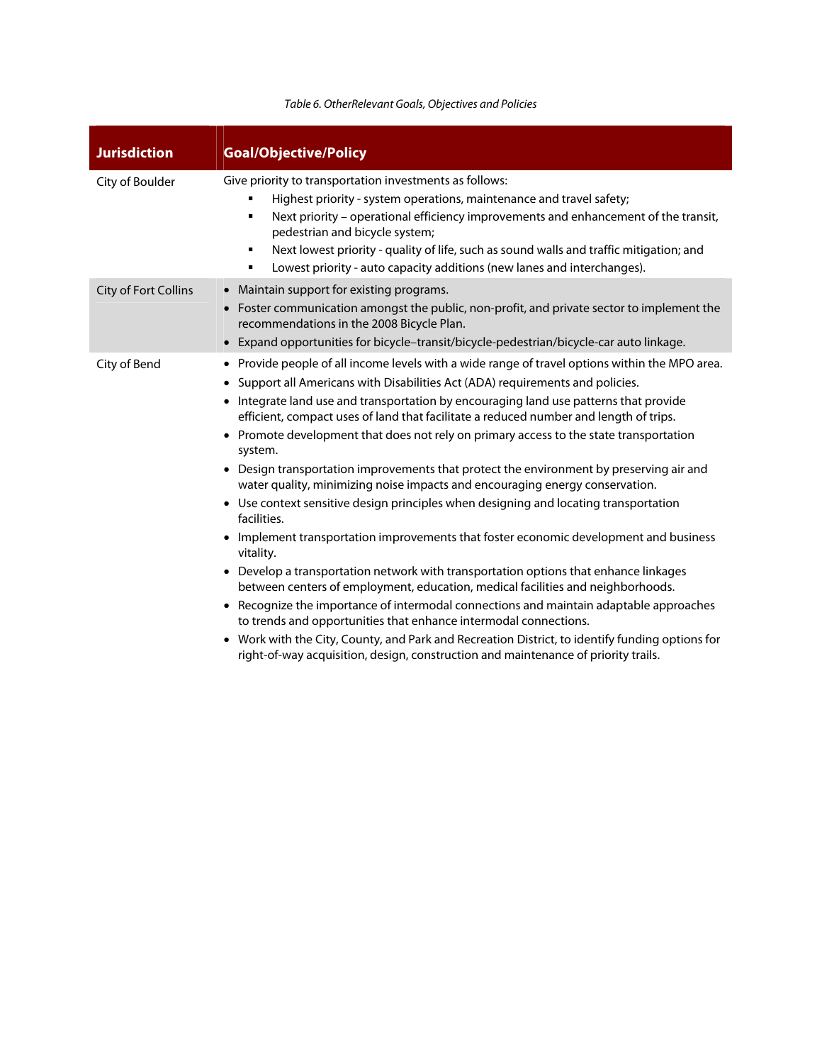*Table 6. OtherRelevant Goals, Objectives and Policies*

| Jurisdiction | Goal/Objective/Policy |
| --- | --- |
| City of Boulder | Give priority to transportation investments as follows:<br>▪ Highest priority - system operations, maintenance and travel safety;<br>▪ Next priority – operational efficiency improvements and enhancement of the transit, pedestrian and bicycle system;<br>▪ Next lowest priority - quality of life, such as sound walls and traffic mitigation; and<br>▪ Lowest priority - auto capacity additions (new lanes and interchanges). |
| City of Fort Collins | • Maintain support for existing programs.<br>• Foster communication amongst the public, non-profit, and private sector to implement the recommendations in the 2008 Bicycle Plan.<br>• Expand opportunities for bicycle–transit/bicycle-pedestrian/bicycle-car auto linkage. |
| City of Bend | • Provide people of all income levels with a wide range of travel options within the MPO area.<br>• Support all Americans with Disabilities Act (ADA) requirements and policies.<br>• Integrate land use and transportation by encouraging land use patterns that provide efficient, compact uses of land that facilitate a reduced number and length of trips.<br>• Promote development that does not rely on primary access to the state transportation system.<br>• Design transportation improvements that protect the environment by preserving air and water quality, minimizing noise impacts and encouraging energy conservation.<br>• Use context sensitive design principles when designing and locating transportation facilities.<br>• Implement transportation improvements that foster economic development and business vitality.<br>• Develop a transportation network with transportation options that enhance linkages between centers of employment, education, medical facilities and neighborhoods.<br>• Recognize the importance of intermodal connections and maintain adaptable approaches to trends and opportunities that enhance intermodal connections.<br>• Work with the City, County, and Park and Recreation District, to identify funding options for right-of-way acquisition, design, construction and maintenance of priority trails. |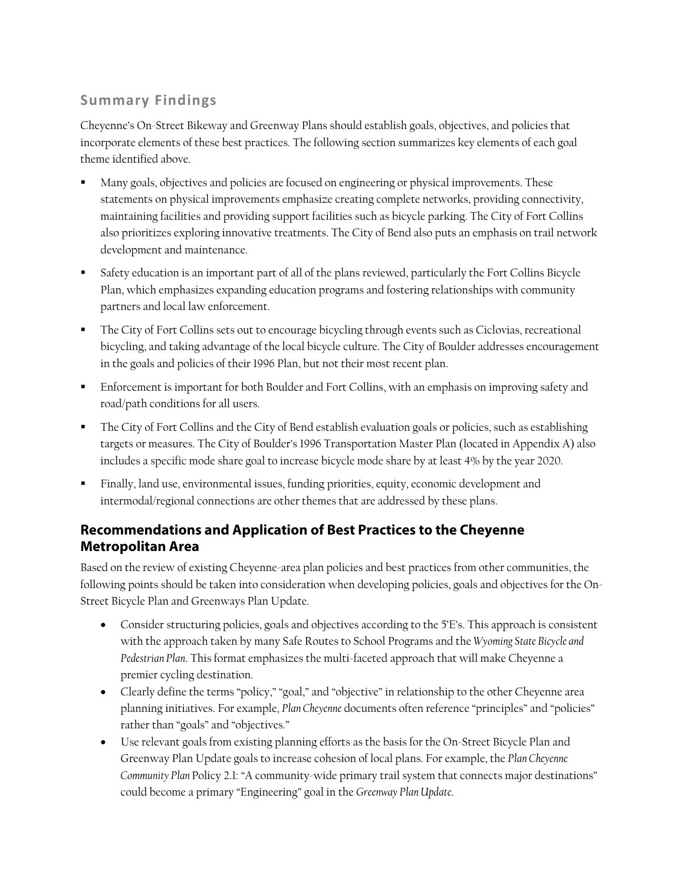## Summary Findings

Cheyenne's On-Street Bikeway and Greenway Plans should establish goals, objectives, and policies that incorporate elements of these best practices. The following section summarizes key elements of each goal theme identified above.

- Many goals, objectives and policies are focused on engineering or physical improvements. These statements on physical improvements emphasize creating complete networks, providing connectivity, maintaining facilities and providing support facilities such as bicycle parking. The City of Fort Collins also prioritizes exploring innovative treatments. The City of Bend also puts an emphasis on trail network development and maintenance.
- Safety education is an important part of all of the plans reviewed, particularly the Fort Collins Bicycle Plan, which emphasizes expanding education programs and fostering relationships with community partners and local law enforcement.
- The City of Fort Collins sets out to encourage bicycling through events such as Ciclovias, recreational bicycling, and taking advantage of the local bicycle culture. The City of Boulder addresses encouragement in the goals and policies of their 1996 Plan, but not their most recent plan.
- Enforcement is important for both Boulder and Fort Collins, with an emphasis on improving safety and road/path conditions for all users.
- The City of Fort Collins and the City of Bend establish evaluation goals or policies, such as establishing targets or measures. The City of Boulder's 1996 Transportation Master Plan (located in Appendix A) also includes a specific mode share goal to increase bicycle mode share by at least 4% by the year 2020.
- Finally, land use, environmental issues, funding priorities, equity, economic development and intermodal/regional connections are other themes that are addressed by these plans.

## Recommendations and Application of Best Practices to the Cheyenne Metropolitan Area

Based on the review of existing Cheyenne-area plan policies and best practices from other communities, the following points should be taken into consideration when developing policies, goals and objectives for the On-Street Bicycle Plan and Greenways Plan Update.

- Consider structuring policies, goals and objectives according to the 5'E's. This approach is consistent with the approach taken by many Safe Routes to School Programs and the *Wyoming State Bicycle and Pedestrian Plan*. This format emphasizes the multi-faceted approach that will make Cheyenne a premier cycling destination.
- Clearly define the terms "policy," "goal," and "objective" in relationship to the other Cheyenne area planning initiatives. For example, *Plan Cheyenne* documents often reference "principles" and "policies" rather than "goals" and "objectives."
- Use relevant goals from existing planning efforts as the basis for the On-Street Bicycle Plan and Greenway Plan Update goals to increase cohesion of local plans. For example, the *Plan Cheyenne Community Plan* Policy 2.1: "A community-wide primary trail system that connects major destinations" could become a primary "Engineering" goal in the *Greenway Plan Update*.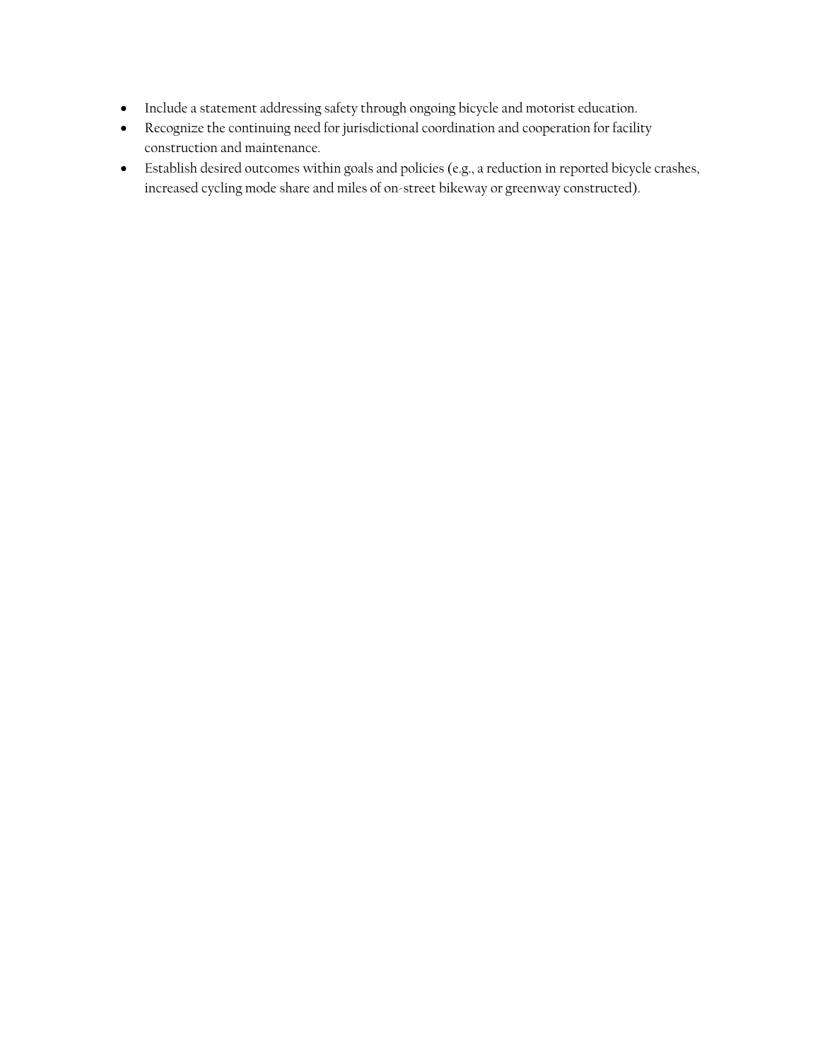- Include a statement addressing safety through ongoing bicycle and motorist education.
- Recognize the continuing need for jurisdictional coordination and cooperation for facility construction and maintenance.
- Establish desired outcomes within goals and policies (e.g., a reduction in reported bicycle crashes, increased cycling mode share and miles of on-street bikeway or greenway constructed).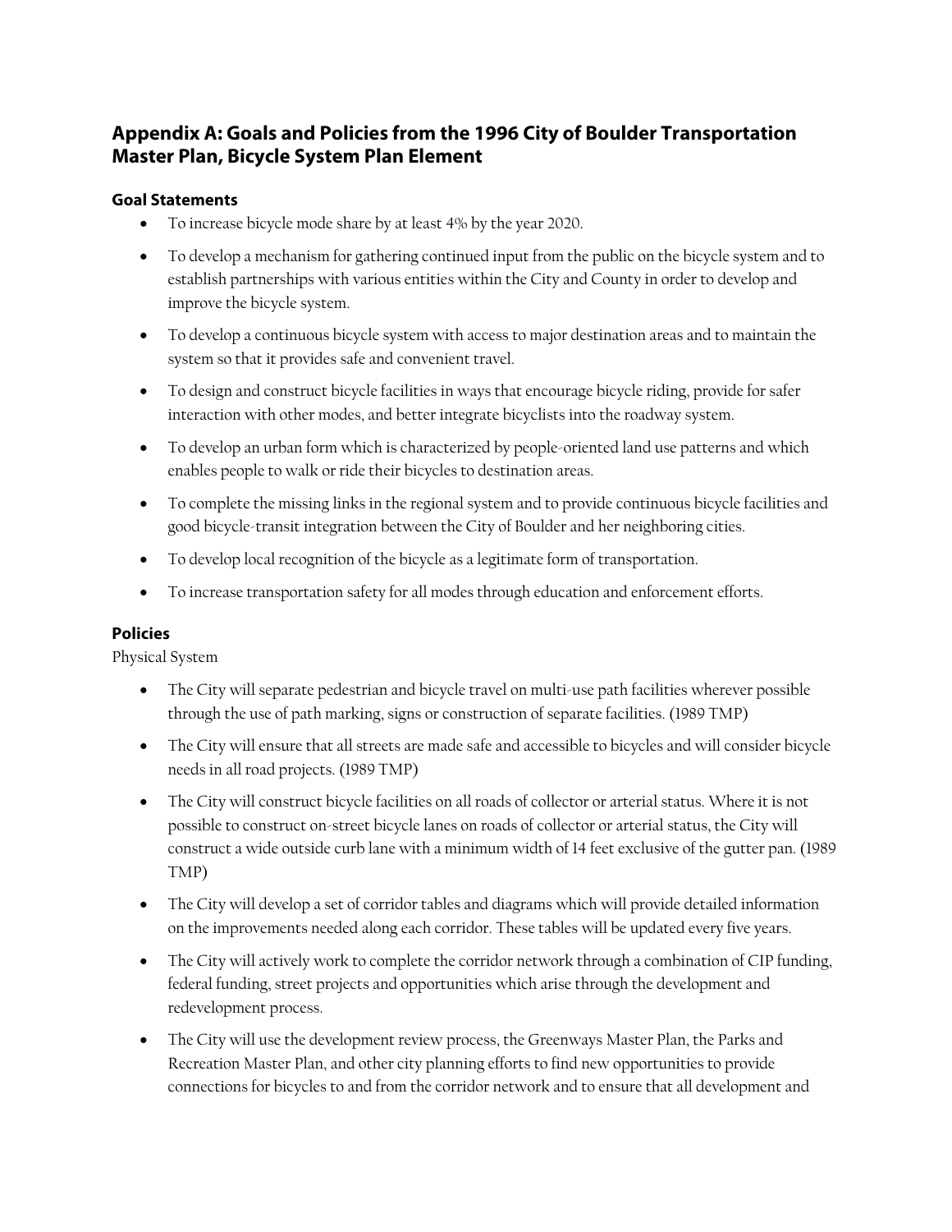## Appendix A: Goals and Policies from the 1996 City of Boulder Transportation Master Plan, Bicycle System Plan Element

### Goal Statements

- To increase bicycle mode share by at least 4% by the year 2020.
- To develop a mechanism for gathering continued input from the public on the bicycle system and to establish partnerships with various entities within the City and County in order to develop and improve the bicycle system.
- To develop a continuous bicycle system with access to major destination areas and to maintain the system so that it provides safe and convenient travel.
- To design and construct bicycle facilities in ways that encourage bicycle riding, provide for safer interaction with other modes, and better integrate bicyclists into the roadway system.
- To develop an urban form which is characterized by people-oriented land use patterns and which enables people to walk or ride their bicycles to destination areas.
- To complete the missing links in the regional system and to provide continuous bicycle facilities and good bicycle-transit integration between the City of Boulder and her neighboring cities.
- To develop local recognition of the bicycle as a legitimate form of transportation.
- To increase transportation safety for all modes through education and enforcement efforts.

### Policies

Physical System

- The City will separate pedestrian and bicycle travel on multi-use path facilities wherever possible through the use of path marking, signs or construction of separate facilities. (1989 TMP)
- The City will ensure that all streets are made safe and accessible to bicycles and will consider bicycle needs in all road projects. (1989 TMP)
- The City will construct bicycle facilities on all roads of collector or arterial status. Where it is not possible to construct on-street bicycle lanes on roads of collector or arterial status, the City will construct a wide outside curb lane with a minimum width of 14 feet exclusive of the gutter pan. (1989 TMP)
- The City will develop a set of corridor tables and diagrams which will provide detailed information on the improvements needed along each corridor. These tables will be updated every five years.
- The City will actively work to complete the corridor network through a combination of CIP funding, federal funding, street projects and opportunities which arise through the development and redevelopment process.
- The City will use the development review process, the Greenways Master Plan, the Parks and Recreation Master Plan, and other city planning efforts to find new opportunities to provide connections for bicycles to and from the corridor network and to ensure that all development and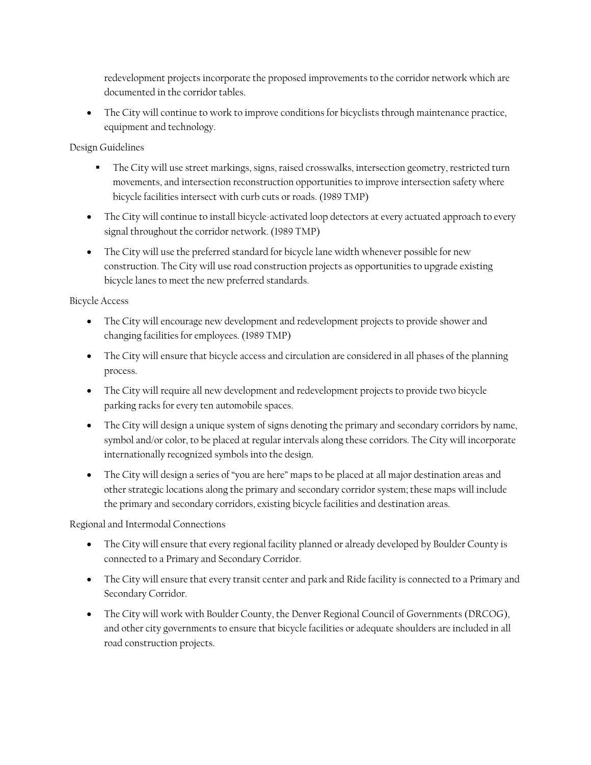redevelopment projects incorporate the proposed improvements to the corridor network which are documented in the corridor tables.

- The City will continue to work to improve conditions for bicyclists through maintenance practice, equipment and technology.

Design Guidelines

- The City will use street markings, signs, raised crosswalks, intersection geometry, restricted turn movements, and intersection reconstruction opportunities to improve intersection safety where bicycle facilities intersect with curb cuts or roads. (1989 TMP)
- The City will continue to install bicycle-activated loop detectors at every actuated approach to every signal throughout the corridor network. (1989 TMP)
- The City will use the preferred standard for bicycle lane width whenever possible for new construction. The City will use road construction projects as opportunities to upgrade existing bicycle lanes to meet the new preferred standards.

Bicycle Access

- The City will encourage new development and redevelopment projects to provide shower and changing facilities for employees. (1989 TMP)
- The City will ensure that bicycle access and circulation are considered in all phases of the planning process.
- The City will require all new development and redevelopment projects to provide two bicycle parking racks for every ten automobile spaces.
- The City will design a unique system of signs denoting the primary and secondary corridors by name, symbol and/or color, to be placed at regular intervals along these corridors. The City will incorporate internationally recognized symbols into the design.
- The City will design a series of "you are here" maps to be placed at all major destination areas and other strategic locations along the primary and secondary corridor system; these maps will include the primary and secondary corridors, existing bicycle facilities and destination areas.

Regional and Intermodal Connections

- The City will ensure that every regional facility planned or already developed by Boulder County is connected to a Primary and Secondary Corridor.
- The City will ensure that every transit center and park and Ride facility is connected to a Primary and Secondary Corridor.
- The City will work with Boulder County, the Denver Regional Council of Governments (DRCOG), and other city governments to ensure that bicycle facilities or adequate shoulders are included in all road construction projects.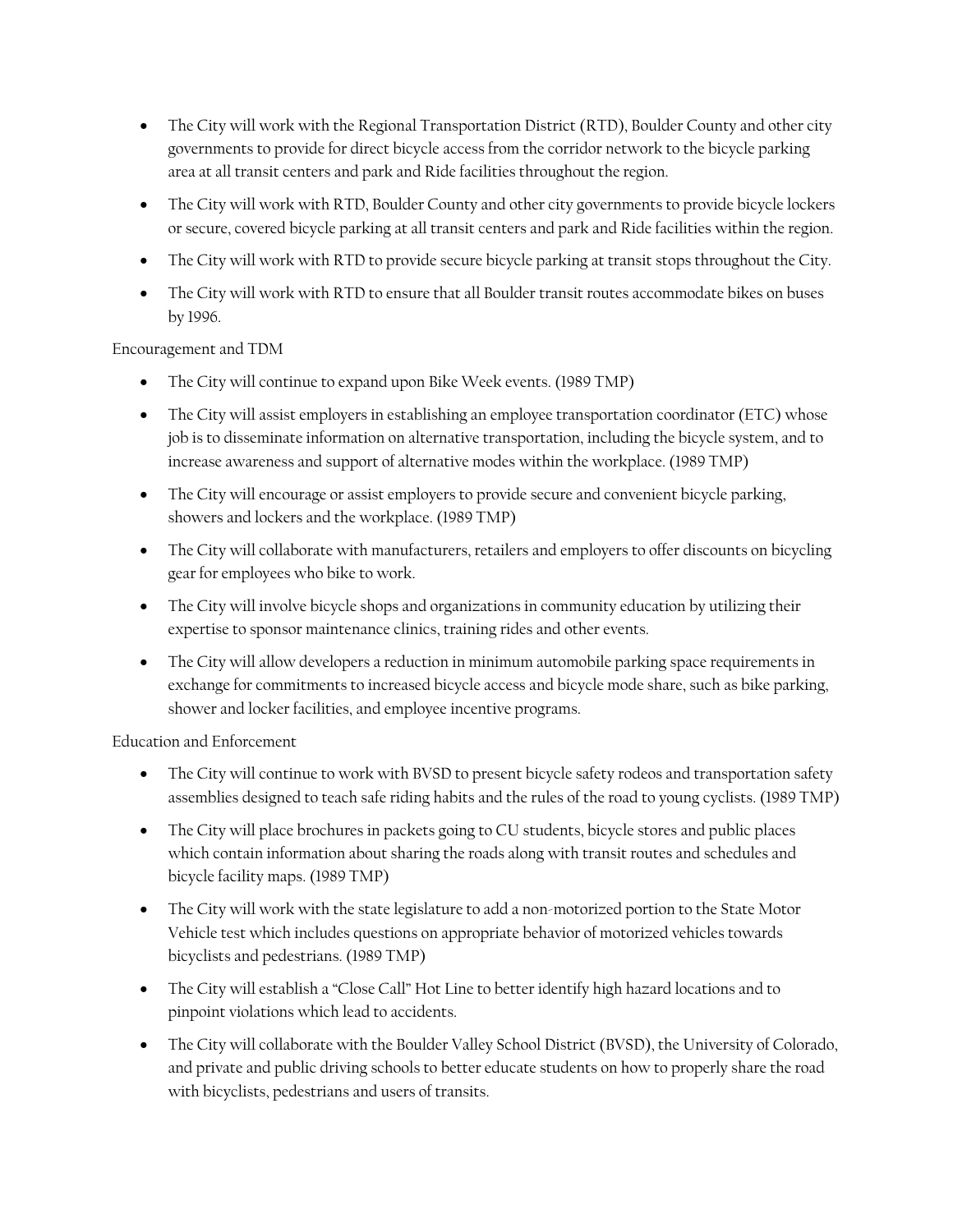- The City will work with the Regional Transportation District (RTD), Boulder County and other city governments to provide for direct bicycle access from the corridor network to the bicycle parking area at all transit centers and park and Ride facilities throughout the region.
- The City will work with RTD, Boulder County and other city governments to provide bicycle lockers or secure, covered bicycle parking at all transit centers and park and Ride facilities within the region.
- The City will work with RTD to provide secure bicycle parking at transit stops throughout the City.
- The City will work with RTD to ensure that all Boulder transit routes accommodate bikes on buses by 1996.

Encouragement and TDM

- The City will continue to expand upon Bike Week events. (1989 TMP)
- The City will assist employers in establishing an employee transportation coordinator (ETC) whose job is to disseminate information on alternative transportation, including the bicycle system, and to increase awareness and support of alternative modes within the workplace. (1989 TMP)
- The City will encourage or assist employers to provide secure and convenient bicycle parking, showers and lockers and the workplace. (1989 TMP)
- The City will collaborate with manufacturers, retailers and employers to offer discounts on bicycling gear for employees who bike to work.
- The City will involve bicycle shops and organizations in community education by utilizing their expertise to sponsor maintenance clinics, training rides and other events.
- The City will allow developers a reduction in minimum automobile parking space requirements in exchange for commitments to increased bicycle access and bicycle mode share, such as bike parking, shower and locker facilities, and employee incentive programs.

Education and Enforcement

- The City will continue to work with BVSD to present bicycle safety rodeos and transportation safety assemblies designed to teach safe riding habits and the rules of the road to young cyclists. (1989 TMP)
- The City will place brochures in packets going to CU students, bicycle stores and public places which contain information about sharing the roads along with transit routes and schedules and bicycle facility maps. (1989 TMP)
- The City will work with the state legislature to add a non-motorized portion to the State Motor Vehicle test which includes questions on appropriate behavior of motorized vehicles towards bicyclists and pedestrians. (1989 TMP)
- The City will establish a "Close Call" Hot Line to better identify high hazard locations and to pinpoint violations which lead to accidents.
- The City will collaborate with the Boulder Valley School District (BVSD), the University of Colorado, and private and public driving schools to better educate students on how to properly share the road with bicyclists, pedestrians and users of transits.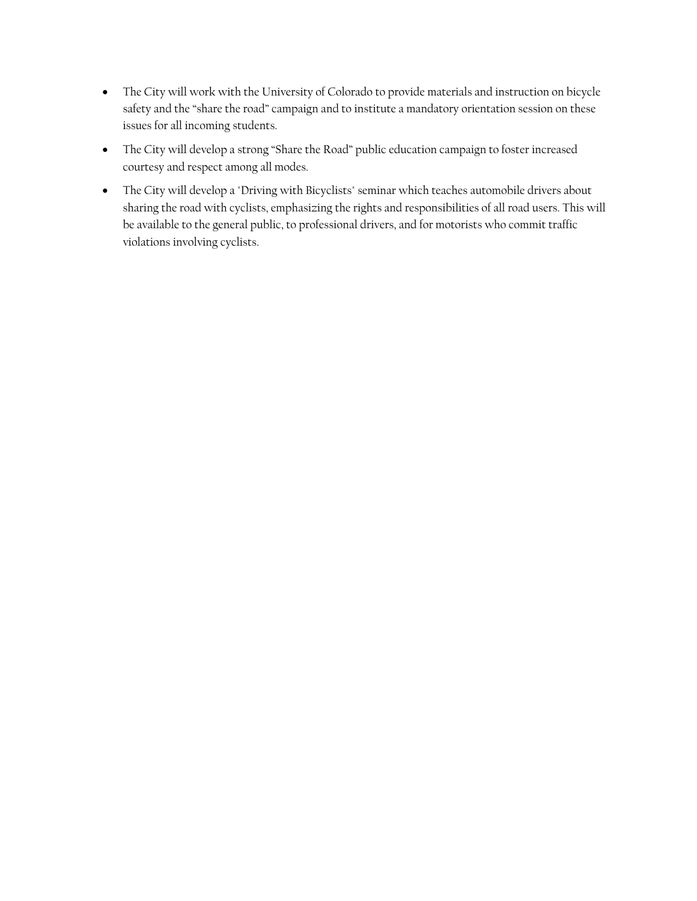- The City will work with the University of Colorado to provide materials and instruction on bicycle safety and the "share the road" campaign and to institute a mandatory orientation session on these issues for all incoming students.
- The City will develop a strong "Share the Road" public education campaign to foster increased courtesy and respect among all modes.
- The City will develop a "Driving with Bicyclists" seminar which teaches automobile drivers about sharing the road with cyclists, emphasizing the rights and responsibilities of all road users. This will be available to the general public, to professional drivers, and for motorists who commit traffic violations involving cyclists.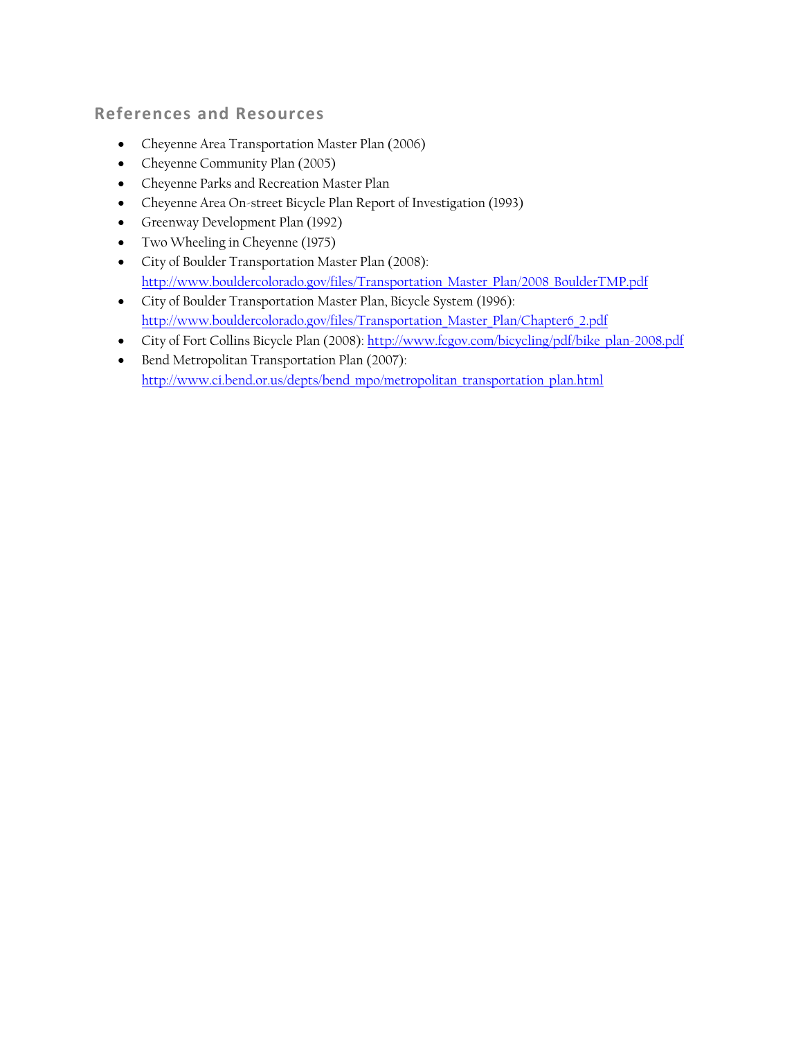## References and Resources

- Cheyenne Area Transportation Master Plan (2006)
- Cheyenne Community Plan (2005)
- Cheyenne Parks and Recreation Master Plan
- Cheyenne Area On-street Bicycle Plan Report of Investigation (1993)
- Greenway Development Plan (1992)
- Two Wheeling in Cheyenne (1975)
- City of Boulder Transportation Master Plan (2008): http://www.bouldercolorado.gov/files/Transportation_Master_Plan/2008_BoulderTMP.pdf
- City of Boulder Transportation Master Plan, Bicycle System (1996): http://www.bouldercolorado.gov/files/Transportation_Master_Plan/Chapter6_2.pdf
- City of Fort Collins Bicycle Plan (2008): http://www.fcgov.com/bicycling/pdf/bike_plan-2008.pdf
- Bend Metropolitan Transportation Plan (2007): http://www.ci.bend.or.us/depts/bend_mpo/metropolitan_transportation_plan.html